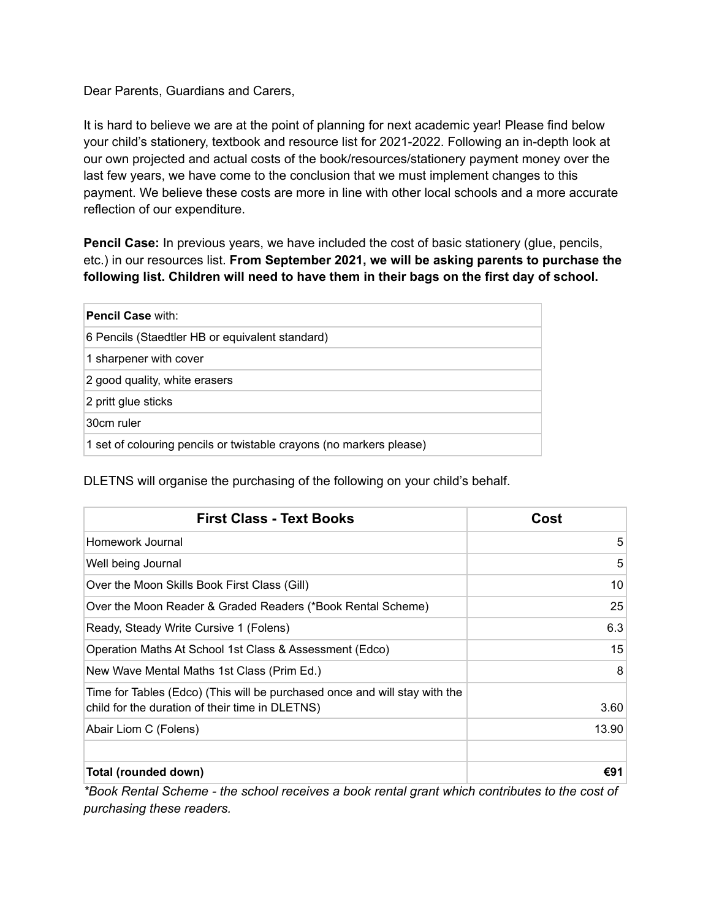Dear Parents, Guardians and Carers,

It is hard to believe we are at the point of planning for next academic year! Please find below your child's stationery, textbook and resource list for 2021-2022. Following an in-depth look at our own projected and actual costs of the book/resources/stationery payment money over the last few years, we have come to the conclusion that we must implement changes to this payment. We believe these costs are more in line with other local schools and a more accurate reflection of our expenditure.

**Pencil Case:** In previous years, we have included the cost of basic stationery (glue, pencils, etc.) in our resources list. **From September 2021, we will be asking parents to purchase the following list. Children will need to have them in their bags on the first day of school.**

| **Pencil Case** with: |
|---|
| 6 Pencils (Staedtler HB or equivalent standard) |
| 1 sharpener with cover |
| 2 good quality, white erasers |
| 2 pritt glue sticks |
| 30cm ruler |
| 1 set of colouring pencils or twistable crayons (no markers please) |

DLETNS will organise the purchasing of the following on your child's behalf.

| First Class - Text Books | Cost |
|---|---:|
| Homework Journal | 5 |
| Well being Journal | 5 |
| Over the Moon Skills Book First Class (Gill) | 10 |
| Over the Moon Reader & Graded Readers (*Book Rental Scheme) | 25 |
| Ready, Steady Write Cursive 1 (Folens) | 6.3 |
| Operation Maths At School 1st Class & Assessment (Edco) | 15 |
| New Wave Mental Maths 1st Class (Prim Ed.) | 8 |
| Time for Tables (Edco) (This will be purchased once and will stay with the child for the duration of their time in DLETNS) | 3.60 |
| Abair Liom C (Folens) | 13.90 |
| | |
| **Total (rounded down)** | **€91** |

*\*Book Rental Scheme - the school receives a book rental grant which contributes to the cost of purchasing these readers.*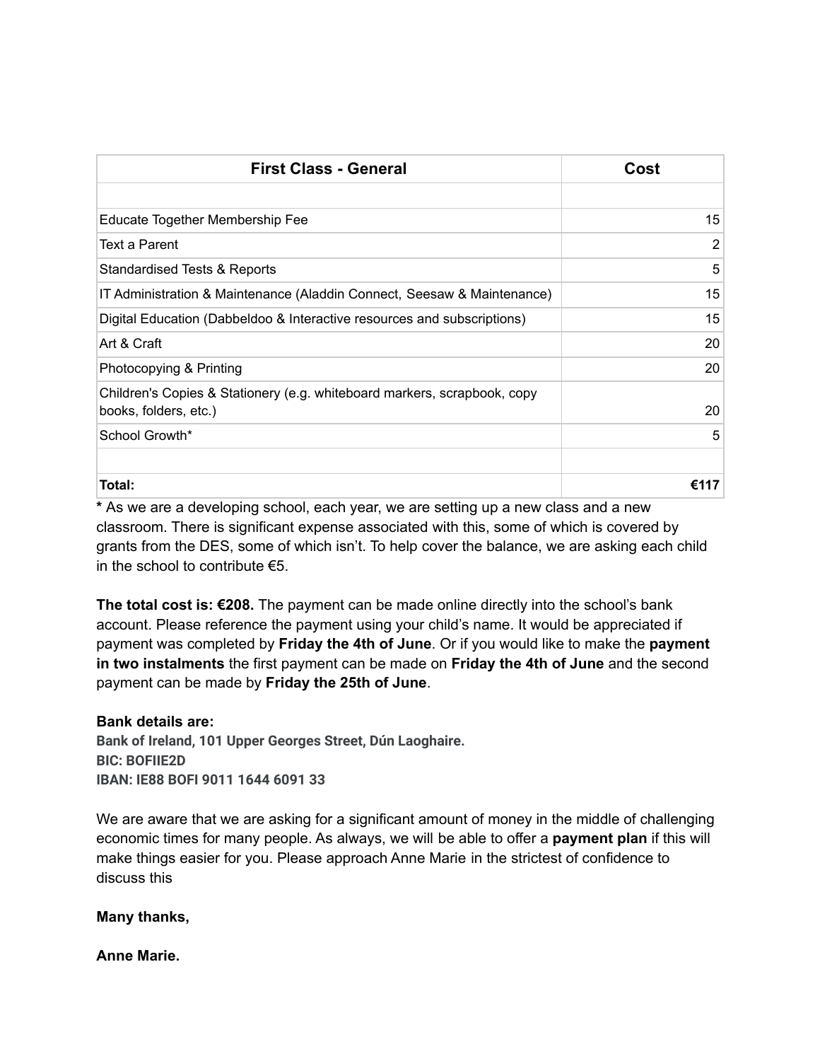| First Class - General | Cost |
| --- | --- |
| | |
| Educate Together Membership Fee | 15 |
| Text a Parent | 2 |
| Standardised Tests & Reports | 5 |
| IT Administration & Maintenance (Aladdin Connect, Seesaw & Maintenance) | 15 |
| Digital Education (Dabbeldoo & Interactive resources and subscriptions) | 15 |
| Art & Craft | 20 |
| Photocopying & Printing | 20 |
| Children's Copies & Stationery (e.g. whiteboard markers, scrapbook, copy books, folders, etc.) | 20 |
| School Growth* | 5 |
| | |
| **Total:** | **€117** |

**\*** As we are a developing school, each year, we are setting up a new class and a new classroom. There is significant expense associated with this, some of which is covered by grants from the DES, some of which isn't. To help cover the balance, we are asking each child in the school to contribute €5.

**The total cost is: €208.** The payment can be made online directly into the school's bank account. Please reference the payment using your child's name. It would be appreciated if payment was completed by **Friday the 4th of June**. Or if you would like to make the **payment in two instalments** the first payment can be made on **Friday the 4th of June** and the second payment can be made by **Friday the 25th of June**.

**Bank details are:**
**Bank of Ireland, 101 Upper Georges Street, Dún Laoghaire.**
**BIC: BOFIIE2D**
**IBAN: IE88 BOFI 9011 1644 6091 33**

We are aware that we are asking for a significant amount of money in the middle of challenging economic times for many people. As always, we will be able to offer a **payment plan** if this will make things easier for you. Please approach Anne Marie in the strictest of confidence to discuss this

**Many thanks,**

**Anne Marie.**